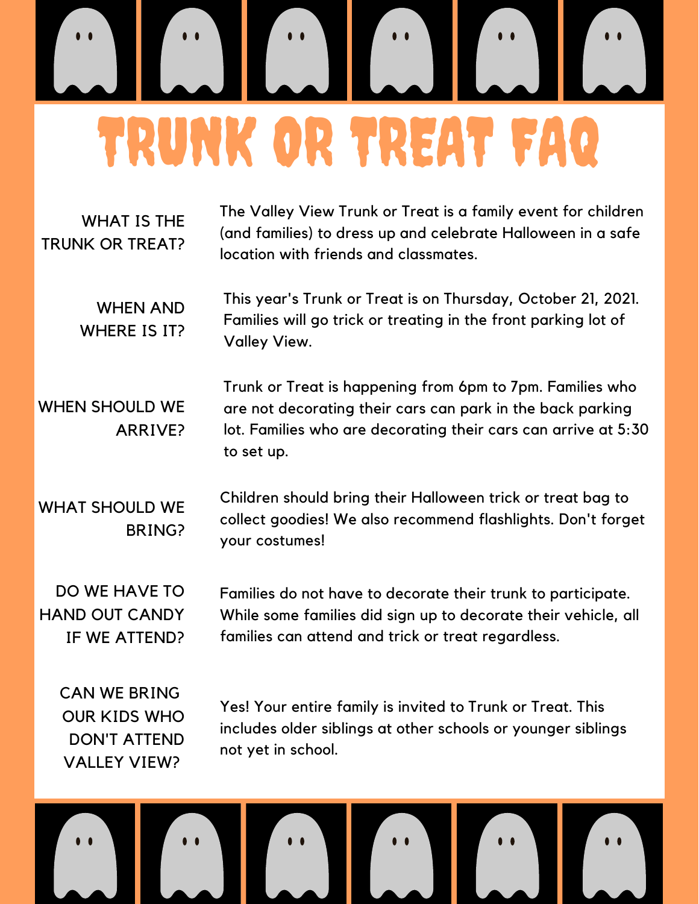# TRUNK OR TREAT FAQ

**WHAT IS THE TRUNK OR TREAT?**

The Valley View Trunk or Treat is a family event for children (and families) to dress up and celebrate Halloween in a safe location with friends and classmates.

**WHEN AND WHERE IS IT?**

This year's Trunk or Treat is on Thursday, October 21, 2021. Families will go trick or treating in the front parking lot of Valley View.

**WHEN SHOULD WE ARRIVE?**

Trunk or Treat is happening from 6pm to 7pm. Families who are not decorating their cars can park in the back parking lot. Families who are decorating their cars can arrive at 5:30 to set up.

**WHAT SHOULD WE BRING?**

Children should bring their Halloween trick or treat bag to collect goodies! We also recommend flashlights. Don't forget your costumes!

**DO WE HAVE TO HAND OUT CANDY IF WE ATTEND?**

Families do not have to decorate their trunk to participate. While some families did sign up to decorate their vehicle, all families can attend and trick or treat regardless.

**CAN WE BRING OUR KIDS WHO DON'T ATTEND VALLEY VIEW?**

Yes! Your entire family is invited to Trunk or Treat. This includes older siblings at other schools or younger siblings not yet in school.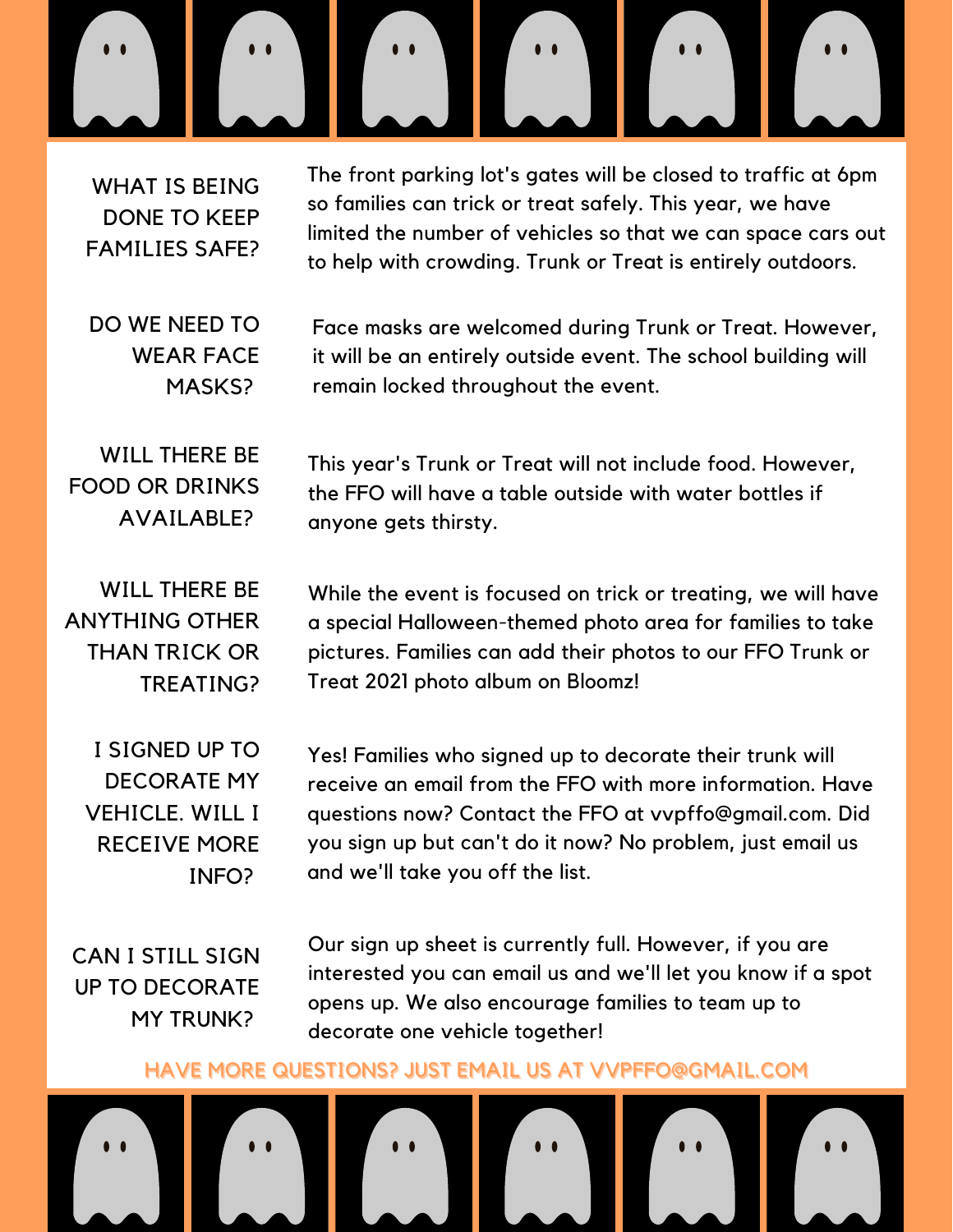### WHAT IS BEING DONE TO KEEP FAMILIES SAFE?

The front parking lot's gates will be closed to traffic at 6pm so families can trick or treat safely. This year, we have limited the number of vehicles so that we can space cars out to help with crowding. Trunk or Treat is entirely outdoors.

### DO WE NEED TO WEAR FACE MASKS?

Face masks are welcomed during Trunk or Treat. However, it will be an entirely outside event. The school building will remain locked throughout the event.

### WILL THERE BE FOOD OR DRINKS AVAILABLE?

This year's Trunk or Treat will not include food. However, the FFO will have a table outside with water bottles if anyone gets thirsty.

### WILL THERE BE ANYTHING OTHER THAN TRICK OR TREATING?

While the event is focused on trick or treating, we will have a special Halloween-themed photo area for families to take pictures. Families can add their photos to our FFO Trunk or Treat 2021 photo album on Bloomz!

### I SIGNED UP TO DECORATE MY VEHICLE. WILL I RECEIVE MORE INFO?

Yes! Families who signed up to decorate their trunk will receive an email from the FFO with more information. Have questions now? Contact the FFO at vvpffo@gmail.com. Did you sign up but can't do it now? No problem, just email us and we'll take you off the list.

### CAN I STILL SIGN UP TO DECORATE MY TRUNK?

Our sign up sheet is currently full. However, if you are interested you can email us and we'll let you know if a spot opens up. We also encourage families to team up to decorate one vehicle together!

**HAVE MORE QUESTIONS? JUST EMAIL US AT VVPFFO@GMAIL.COM**